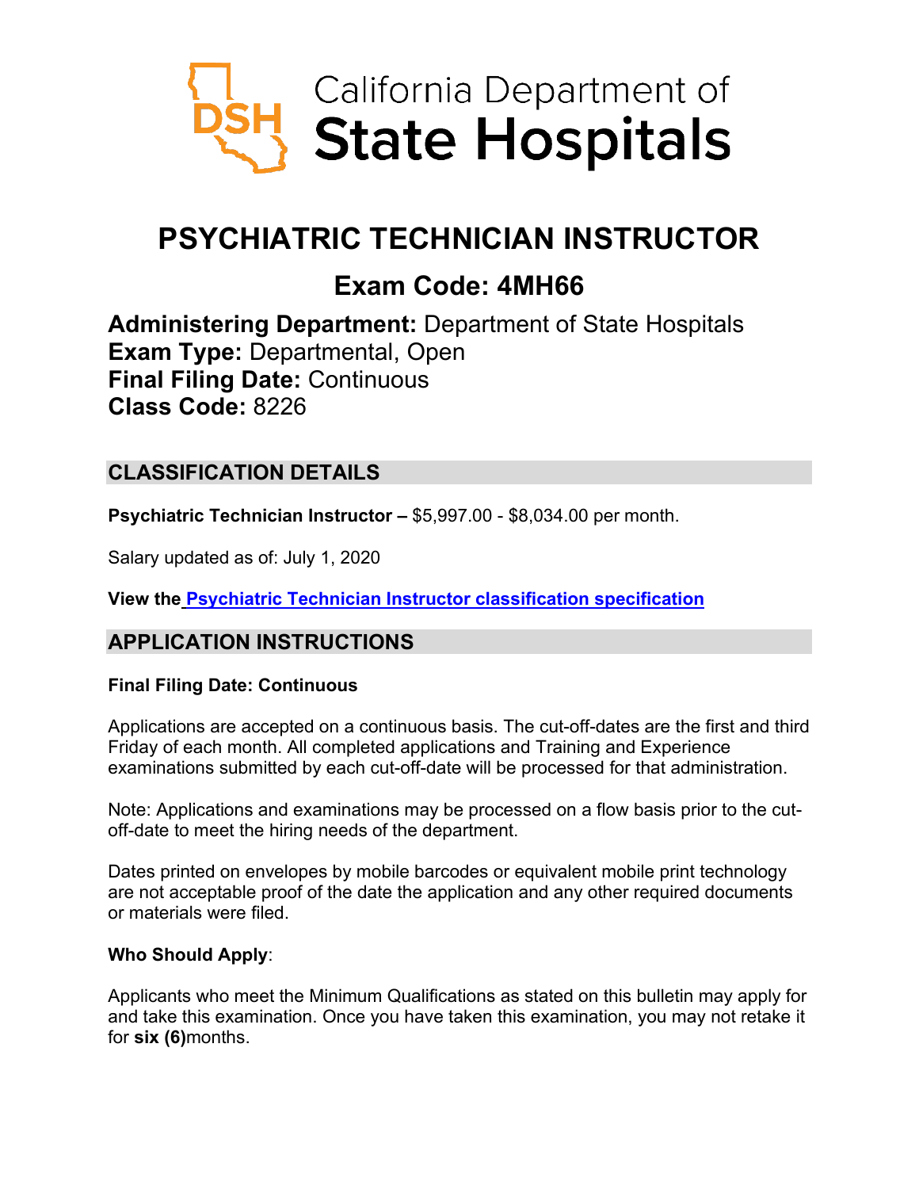California Department of
State Hospitals

# PSYCHIATRIC TECHNICIAN INSTRUCTOR

## Exam Code: 4MH66

**Administering Department:** Department of State Hospitals
**Exam Type:** Departmental, Open
**Final Filing Date:** Continuous
**Class Code:** 8226

## CLASSIFICATION DETAILS

**Psychiatric Technician Instructor –** $5,997.00 - $8,034.00 per month.

Salary updated as of: July 1, 2020

**View the Psychiatric Technician Instructor classification specification**

## APPLICATION INSTRUCTIONS

**Final Filing Date: Continuous**

Applications are accepted on a continuous basis. The cut-off-dates are the first and third Friday of each month. All completed applications and Training and Experience examinations submitted by each cut-off-date will be processed for that administration.

Note: Applications and examinations may be processed on a flow basis prior to the cut-off-date to meet the hiring needs of the department.

Dates printed on envelopes by mobile barcodes or equivalent mobile print technology are not acceptable proof of the date the application and any other required documents or materials were filed.

**Who Should Apply**:

Applicants who meet the Minimum Qualifications as stated on this bulletin may apply for and take this examination. Once you have taken this examination, you may not retake it for **six (6)** months.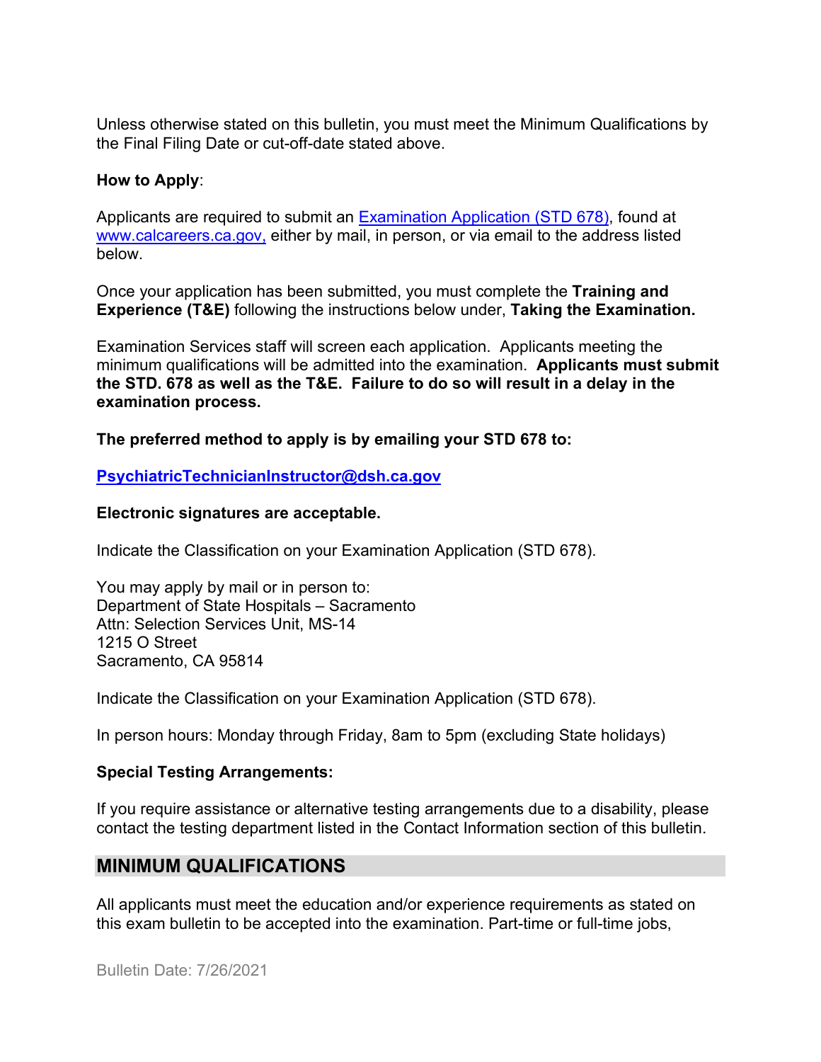Unless otherwise stated on this bulletin, you must meet the Minimum Qualifications by the Final Filing Date or cut-off-date stated above.

**How to Apply**:

Applicants are required to submit an [Examination Application (STD 678)](), found at [www.calcareers.ca.gov,]() either by mail, in person, or via email to the address listed below.

Once your application has been submitted, you must complete the **Training and Experience (T&E)** following the instructions below under, **Taking the Examination.**

Examination Services staff will screen each application. Applicants meeting the minimum qualifications will be admitted into the examination. **Applicants must submit the STD. 678 as well as the T&E. Failure to do so will result in a delay in the examination process.**

**The preferred method to apply is by emailing your STD 678 to:**

**PsychiatricTechnicianInstructor@dsh.ca.gov**

**Electronic signatures are acceptable.**

Indicate the Classification on your Examination Application (STD 678).

You may apply by mail or in person to:
Department of State Hospitals – Sacramento
Attn: Selection Services Unit, MS-14
1215 O Street
Sacramento, CA 95814

Indicate the Classification on your Examination Application (STD 678).

In person hours: Monday through Friday, 8am to 5pm (excluding State holidays)

**Special Testing Arrangements:**

If you require assistance or alternative testing arrangements due to a disability, please contact the testing department listed in the Contact Information section of this bulletin.

## MINIMUM QUALIFICATIONS

All applicants must meet the education and/or experience requirements as stated on this exam bulletin to be accepted into the examination. Part-time or full-time jobs,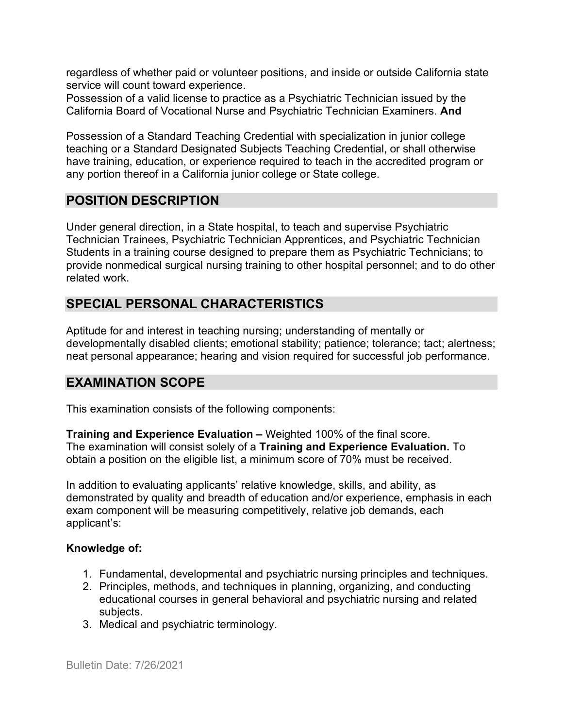regardless of whether paid or volunteer positions, and inside or outside California state service will count toward experience.
Possession of a valid license to practice as a Psychiatric Technician issued by the California Board of Vocational Nurse and Psychiatric Technician Examiners. **And**

Possession of a Standard Teaching Credential with specialization in junior college teaching or a Standard Designated Subjects Teaching Credential, or shall otherwise have training, education, or experience required to teach in the accredited program or any portion thereof in a California junior college or State college.

## POSITION DESCRIPTION

Under general direction, in a State hospital, to teach and supervise Psychiatric Technician Trainees, Psychiatric Technician Apprentices, and Psychiatric Technician Students in a training course designed to prepare them as Psychiatric Technicians; to provide nonmedical surgical nursing training to other hospital personnel; and to do other related work.

## SPECIAL PERSONAL CHARACTERISTICS

Aptitude for and interest in teaching nursing; understanding of mentally or developmentally disabled clients; emotional stability; patience; tolerance; tact; alertness; neat personal appearance; hearing and vision required for successful job performance.

## EXAMINATION SCOPE

This examination consists of the following components:

**Training and Experience Evaluation –** Weighted 100% of the final score.
The examination will consist solely of a **Training and Experience Evaluation.** To obtain a position on the eligible list, a minimum score of 70% must be received.

In addition to evaluating applicants' relative knowledge, skills, and ability, as demonstrated by quality and breadth of education and/or experience, emphasis in each exam component will be measuring competitively, relative job demands, each applicant's:

**Knowledge of:**

1. Fundamental, developmental and psychiatric nursing principles and techniques.
2. Principles, methods, and techniques in planning, organizing, and conducting educational courses in general behavioral and psychiatric nursing and related subjects.
3. Medical and psychiatric terminology.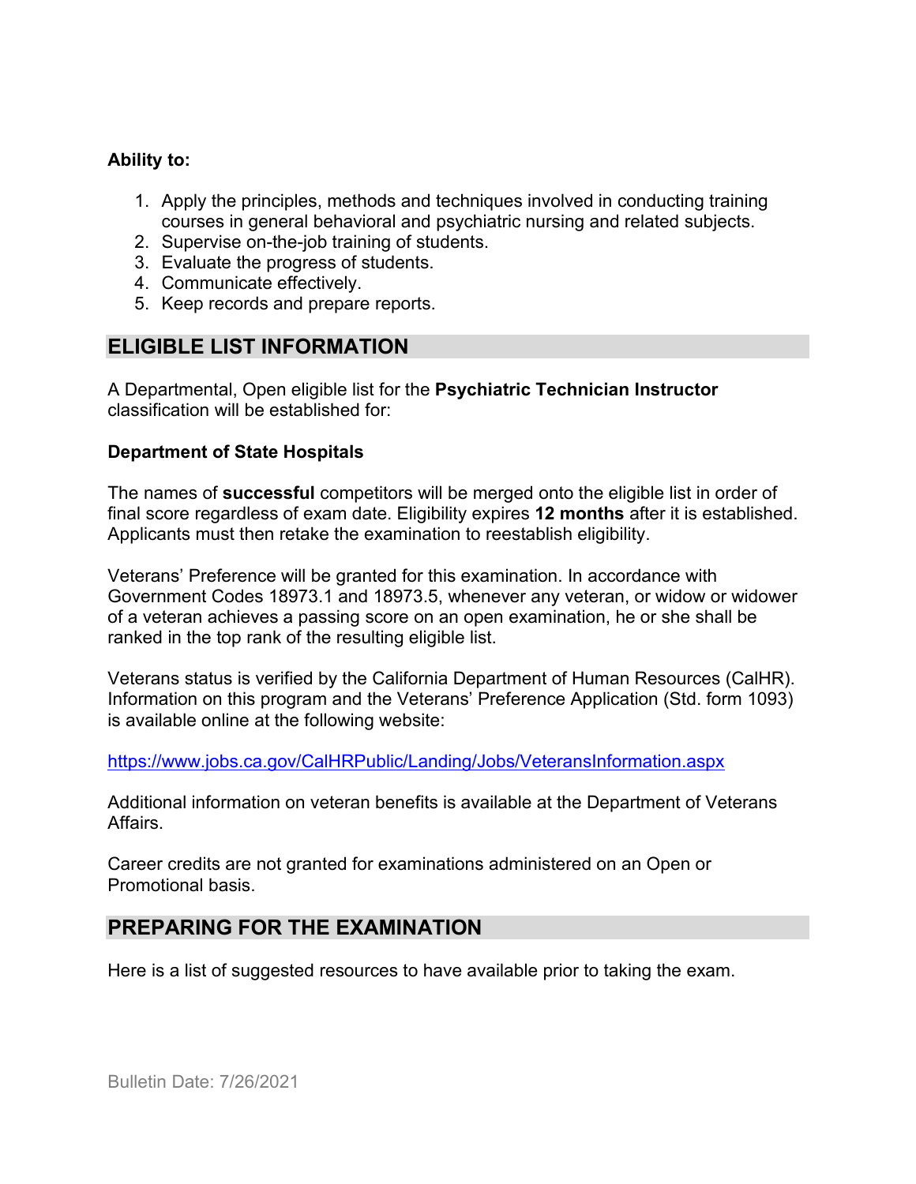**Ability to:**

1. Apply the principles, methods and techniques involved in conducting training courses in general behavioral and psychiatric nursing and related subjects.
2. Supervise on-the-job training of students.
3. Evaluate the progress of students.
4. Communicate effectively.
5. Keep records and prepare reports.

## ELIGIBLE LIST INFORMATION

A Departmental, Open eligible list for the **Psychiatric Technician Instructor** classification will be established for:

**Department of State Hospitals**

The names of **successful** competitors will be merged onto the eligible list in order of final score regardless of exam date. Eligibility expires **12 months** after it is established. Applicants must then retake the examination to reestablish eligibility.

Veterans' Preference will be granted for this examination. In accordance with Government Codes 18973.1 and 18973.5, whenever any veteran, or widow or widower of a veteran achieves a passing score on an open examination, he or she shall be ranked in the top rank of the resulting eligible list.

Veterans status is verified by the California Department of Human Resources (CalHR). Information on this program and the Veterans' Preference Application (Std. form 1093) is available online at the following website:

https://www.jobs.ca.gov/CalHRPublic/Landing/Jobs/VeteransInformation.aspx

Additional information on veteran benefits is available at the Department of Veterans Affairs.

Career credits are not granted for examinations administered on an Open or Promotional basis.

## PREPARING FOR THE EXAMINATION

Here is a list of suggested resources to have available prior to taking the exam.

Bulletin Date: 7/26/2021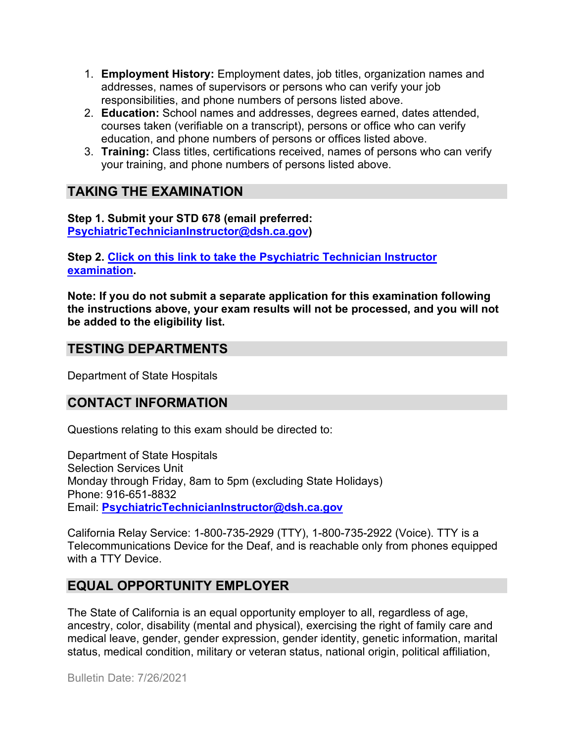1. **Employment History:** Employment dates, job titles, organization names and addresses, names of supervisors or persons who can verify your job responsibilities, and phone numbers of persons listed above.
2. **Education:** School names and addresses, degrees earned, dates attended, courses taken (verifiable on a transcript), persons or office who can verify education, and phone numbers of persons or offices listed above.
3. **Training:** Class titles, certifications received, names of persons who can verify your training, and phone numbers of persons listed above.

## TAKING THE EXAMINATION

**Step 1. Submit your STD 678 (email preferred: PsychiatricTechnicianInstructor@dsh.ca.gov)**

**Step 2. Click on this link to take the Psychiatric Technician Instructor examination.**

**Note: If you do not submit a separate application for this examination following the instructions above, your exam results will not be processed, and you will not be added to the eligibility list.**

## TESTING DEPARTMENTS

Department of State Hospitals

## CONTACT INFORMATION

Questions relating to this exam should be directed to:

Department of State Hospitals
Selection Services Unit
Monday through Friday, 8am to 5pm (excluding State Holidays)
Phone: 916-651-8832
Email: **PsychiatricTechnicianInstructor@dsh.ca.gov**

California Relay Service: 1-800-735-2929 (TTY), 1-800-735-2922 (Voice). TTY is a Telecommunications Device for the Deaf, and is reachable only from phones equipped with a TTY Device.

## EQUAL OPPORTUNITY EMPLOYER

The State of California is an equal opportunity employer to all, regardless of age, ancestry, color, disability (mental and physical), exercising the right of family care and medical leave, gender, gender expression, gender identity, genetic information, marital status, medical condition, military or veteran status, national origin, political affiliation,

Bulletin Date: 7/26/2021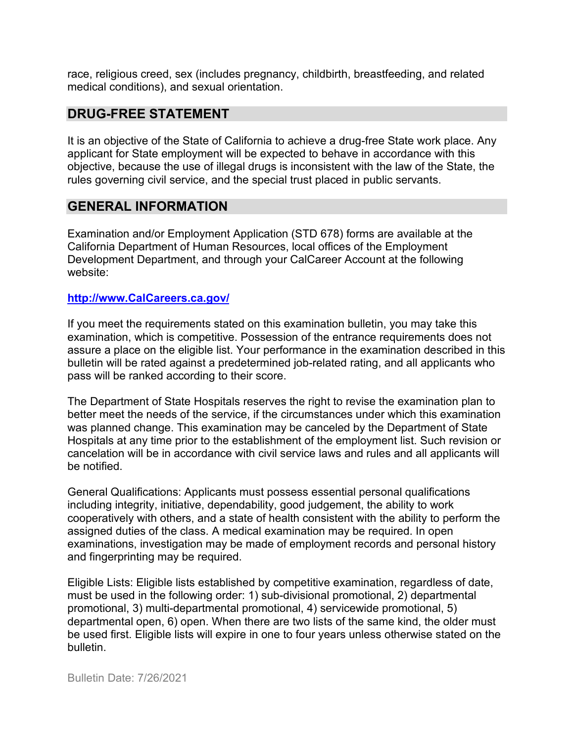race, religious creed, sex (includes pregnancy, childbirth, breastfeeding, and related medical conditions), and sexual orientation.

## DRUG-FREE STATEMENT

It is an objective of the State of California to achieve a drug-free State work place. Any applicant for State employment will be expected to behave in accordance with this objective, because the use of illegal drugs is inconsistent with the law of the State, the rules governing civil service, and the special trust placed in public servants.

## GENERAL INFORMATION

Examination and/or Employment Application (STD 678) forms are available at the California Department of Human Resources, local offices of the Employment Development Department, and through your CalCareer Account at the following website:

**http://www.CalCareers.ca.gov/**

If you meet the requirements stated on this examination bulletin, you may take this examination, which is competitive. Possession of the entrance requirements does not assure a place on the eligible list. Your performance in the examination described in this bulletin will be rated against a predetermined job-related rating, and all applicants who pass will be ranked according to their score.

The Department of State Hospitals reserves the right to revise the examination plan to better meet the needs of the service, if the circumstances under which this examination was planned change. This examination may be canceled by the Department of State Hospitals at any time prior to the establishment of the employment list. Such revision or cancelation will be in accordance with civil service laws and rules and all applicants will be notified.

General Qualifications: Applicants must possess essential personal qualifications including integrity, initiative, dependability, good judgement, the ability to work cooperatively with others, and a state of health consistent with the ability to perform the assigned duties of the class. A medical examination may be required. In open examinations, investigation may be made of employment records and personal history and fingerprinting may be required.

Eligible Lists: Eligible lists established by competitive examination, regardless of date, must be used in the following order: 1) sub-divisional promotional, 2) departmental promotional, 3) multi-departmental promotional, 4) servicewide promotional, 5) departmental open, 6) open. When there are two lists of the same kind, the older must be used first. Eligible lists will expire in one to four years unless otherwise stated on the bulletin.

Bulletin Date: 7/26/2021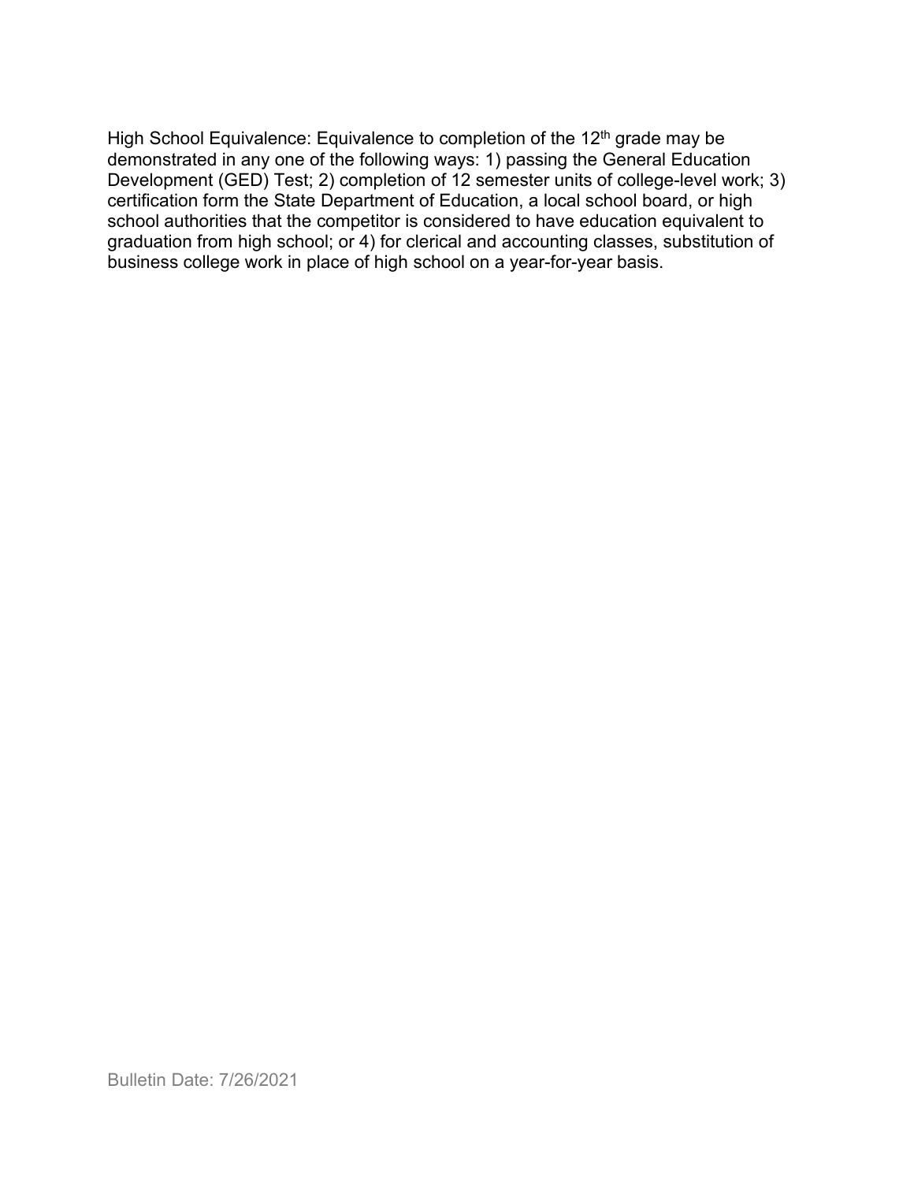High School Equivalence: Equivalence to completion of the 12th grade may be demonstrated in any one of the following ways: 1) passing the General Education Development (GED) Test; 2) completion of 12 semester units of college-level work; 3) certification form the State Department of Education, a local school board, or high school authorities that the competitor is considered to have education equivalent to graduation from high school; or 4) for clerical and accounting classes, substitution of business college work in place of high school on a year-for-year basis.

Bulletin Date: 7/26/2021